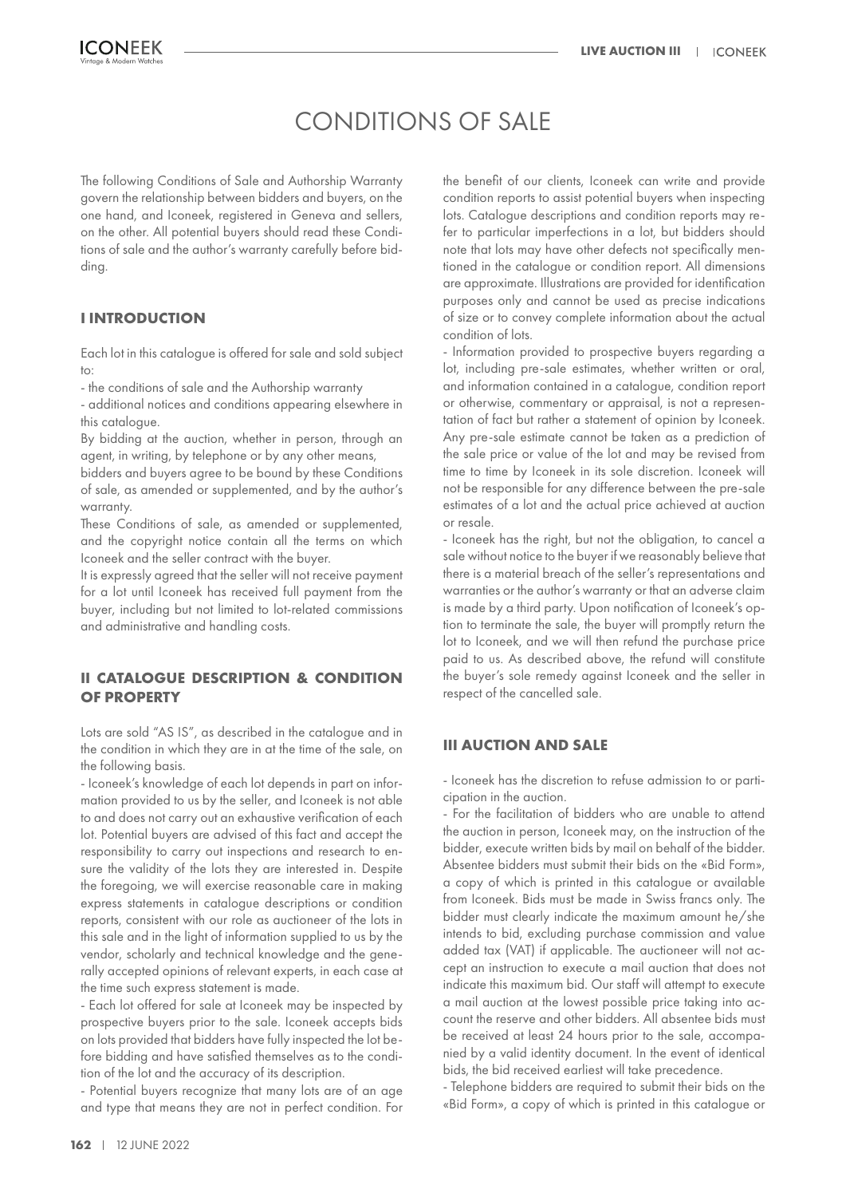# CONDITIONS OF SALE

The following Conditions of Sale and Authorship Warranty govern the relationship between bidders and buyers, on the one hand, and Iconeek, registered in Geneva and sellers, on the other. All potential buyers should read these Conditions of sale and the author's warranty carefully before bidding.

## I INTRODUCTION

Each lot in this catalogue is offered for sale and sold subject to:

- the conditions of sale and the Authorship warranty
- additional notices and conditions appearing elsewhere in this catalogue.

By bidding at the auction, whether in person, through an agent, in writing, by telephone or by any other means, bidders and buyers agree to be bound by these Conditions of sale, as amended or supplemented, and by the author's warranty.

These Conditions of sale, as amended or supplemented, and the copyright notice contain all the terms on which Iconeek and the seller contract with the buyer.

It is expressly agreed that the seller will not receive payment for a lot until Iconeek has received full payment from the buyer, including but not limited to lot-related commissions and administrative and handling costs.

## II CATALOGUE DESCRIPTION & CONDITION OF PROPERTY

Lots are sold "AS IS", as described in the catalogue and in the condition in which they are in at the time of the sale, on the following basis.

- Iconeek's knowledge of each lot depends in part on information provided to us by the seller, and Iconeek is not able to and does not carry out an exhaustive verification of each lot. Potential buyers are advised of this fact and accept the responsibility to carry out inspections and research to ensure the validity of the lots they are interested in. Despite the foregoing, we will exercise reasonable care in making express statements in catalogue descriptions or condition reports, consistent with our role as auctioneer of the lots in this sale and in the light of information supplied to us by the vendor, scholarly and technical knowledge and the generally accepted opinions of relevant experts, in each case at the time such express statement is made.
- Each lot offered for sale at Iconeek may be inspected by prospective buyers prior to the sale. Iconeek accepts bids on lots provided that bidders have fully inspected the lot before bidding and have satisfied themselves as to the condition of the lot and the accuracy of its description.
- Potential buyers recognize that many lots are of an age and type that means they are not in perfect condition. For the benefit of our clients, Iconeek can write and provide condition reports to assist potential buyers when inspecting lots. Catalogue descriptions and condition reports may refer to particular imperfections in a lot, but bidders should note that lots may have other defects not specifically mentioned in the catalogue or condition report. All dimensions are approximate. Illustrations are provided for identification purposes only and cannot be used as precise indications of size or to convey complete information about the actual condition of lots.
- Information provided to prospective buyers regarding a lot, including pre-sale estimates, whether written or oral, and information contained in a catalogue, condition report or otherwise, commentary or appraisal, is not a representation of fact but rather a statement of opinion by Iconeek. Any pre-sale estimate cannot be taken as a prediction of the sale price or value of the lot and may be revised from time to time by Iconeek in its sole discretion. Iconeek will not be responsible for any difference between the pre-sale estimates of a lot and the actual price achieved at auction or resale.
- Iconeek has the right, but not the obligation, to cancel a sale without notice to the buyer if we reasonably believe that there is a material breach of the seller's representations and warranties or the author's warranty or that an adverse claim is made by a third party. Upon notification of Iconeek's option to terminate the sale, the buyer will promptly return the lot to Iconeek, and we will then refund the purchase price paid to us. As described above, the refund will constitute the buyer's sole remedy against Iconeek and the seller in respect of the cancelled sale.

## III AUCTION AND SALE

- Iconeek has the discretion to refuse admission to or participation in the auction.
- For the facilitation of bidders who are unable to attend the auction in person, Iconeek may, on the instruction of the bidder, execute written bids by mail on behalf of the bidder. Absentee bidders must submit their bids on the «Bid Form», a copy of which is printed in this catalogue or available from Iconeek. Bids must be made in Swiss francs only. The bidder must clearly indicate the maximum amount he/she intends to bid, excluding purchase commission and value added tax (VAT) if applicable. The auctioneer will not accept an instruction to execute a mail auction that does not indicate this maximum bid. Our staff will attempt to execute a mail auction at the lowest possible price taking into account the reserve and other bidders. All absentee bids must be received at least 24 hours prior to the sale, accompanied by a valid identity document. In the event of identical bids, the bid received earliest will take precedence.
- Telephone bidders are required to submit their bids on the «Bid Form», a copy of which is printed in this catalogue or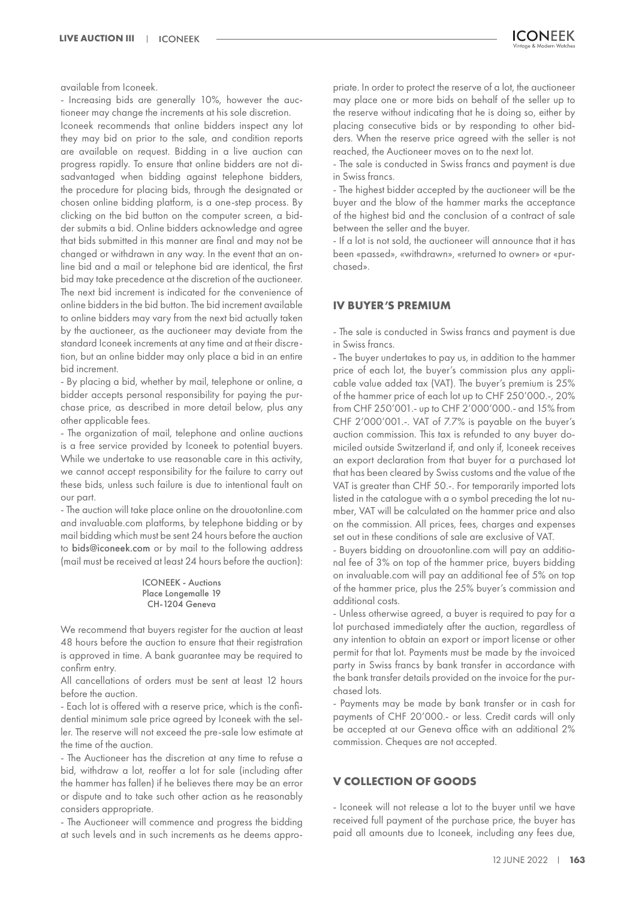available from Iconeek.

- Increasing bids are generally 10%, however the auctioneer may change the increments at his sole discretion.

Iconeek recommends that online bidders inspect any lot they may bid on prior to the sale, and condition reports are available on request. Bidding in a live auction can progress rapidly. To ensure that online bidders are not disadvantaged when bidding against telephone bidders, the procedure for placing bids, through the designated or chosen online bidding platform, is a one-step process. By clicking on the bid button on the computer screen, a bidder submits a bid. Online bidders acknowledge and agree that bids submitted in this manner are final and may not be changed or withdrawn in any way. In the event that an online bid and a mail or telephone bid are identical, the first bid may take precedence at the discretion of the auctioneer. The next bid increment is indicated for the convenience of online bidders in the bid button. The bid increment available to online bidders may vary from the next bid actually taken by the auctioneer, as the auctioneer may deviate from the standard Iconeek increments at any time and at their discretion, but an online bidder may only place a bid in an entire bid increment.

- By placing a bid, whether by mail, telephone or online, a bidder accepts personal responsibility for paying the purchase price, as described in more detail below, plus any other applicable fees.

- The organization of mail, telephone and online auctions is a free service provided by Iconeek to potential buyers. While we undertake to use reasonable care in this activity, we cannot accept responsibility for the failure to carry out these bids, unless such failure is due to intentional fault on our part.

- The auction will take place online on the drouotonline.com and invaluable.com platforms, by telephone bidding or by mail bidding which must be sent 24 hours before the auction to bids@iconeek.com or by mail to the following address (mail must be received at least 24 hours before the auction):

ICONEEK - Auctions
Place Longemalle 19
CH-1204 Geneva

We recommend that buyers register for the auction at least 48 hours before the auction to ensure that their registration is approved in time. A bank guarantee may be required to confirm entry.

All cancellations of orders must be sent at least 12 hours before the auction.

- Each lot is offered with a reserve price, which is the confidential minimum sale price agreed by Iconeek with the seller. The reserve will not exceed the pre-sale low estimate at the time of the auction.

- The Auctioneer has the discretion at any time to refuse a bid, withdraw a lot, reoffer a lot for sale (including after the hammer has fallen) if he believes there may be an error or dispute and to take such other action as he reasonably considers appropriate.

- The Auctioneer will commence and progress the bidding at such levels and in such increments as he deems appropriate. In order to protect the reserve of a lot, the auctioneer may place one or more bids on behalf of the seller up to the reserve without indicating that he is doing so, either by placing consecutive bids or by responding to other bidders. When the reserve price agreed with the seller is not reached, the Auctioneer moves on to the next lot.

- The sale is conducted in Swiss francs and payment is due in Swiss francs.

- The highest bidder accepted by the auctioneer will be the buyer and the blow of the hammer marks the acceptance of the highest bid and the conclusion of a contract of sale between the seller and the buyer.

- If a lot is not sold, the auctioneer will announce that it has been «passed», «withdrawn», «returned to owner» or «purchased».

## IV BUYER'S PREMIUM

- The sale is conducted in Swiss francs and payment is due in Swiss francs.

- The buyer undertakes to pay us, in addition to the hammer price of each lot, the buyer's commission plus any applicable value added tax (VAT). The buyer's premium is 25% of the hammer price of each lot up to CHF 250'000.-, 20% from CHF 250'001.- up to CHF 2'000'000.- and 15% from CHF 2'000'001.-. VAT of 7.7% is payable on the buyer's auction commission. This tax is refunded to any buyer domiciled outside Switzerland if, and only if, Iconeek receives an export declaration from that buyer for a purchased lot that has been cleared by Swiss customs and the value of the VAT is greater than CHF 50.-. For temporarily imported lots listed in the catalogue with a o symbol preceding the lot number, VAT will be calculated on the hammer price and also on the commission. All prices, fees, charges and expenses set out in these conditions of sale are exclusive of VAT.

- Buyers bidding on drouotonline.com will pay an additional fee of 3% on top of the hammer price, buyers bidding on invaluable.com will pay an additional fee of 5% on top of the hammer price, plus the 25% buyer's commission and additional costs.

- Unless otherwise agreed, a buyer is required to pay for a lot purchased immediately after the auction, regardless of any intention to obtain an export or import license or other permit for that lot. Payments must be made by the invoiced party in Swiss francs by bank transfer in accordance with the bank transfer details provided on the invoice for the purchased lots.

- Payments may be made by bank transfer or in cash for payments of CHF 20'000.- or less. Credit cards will only be accepted at our Geneva office with an additional 2% commission. Cheques are not accepted.

## V COLLECTION OF GOODS

- Iconeek will not release a lot to the buyer until we have received full payment of the purchase price, the buyer has paid all amounts due to Iconeek, including any fees due,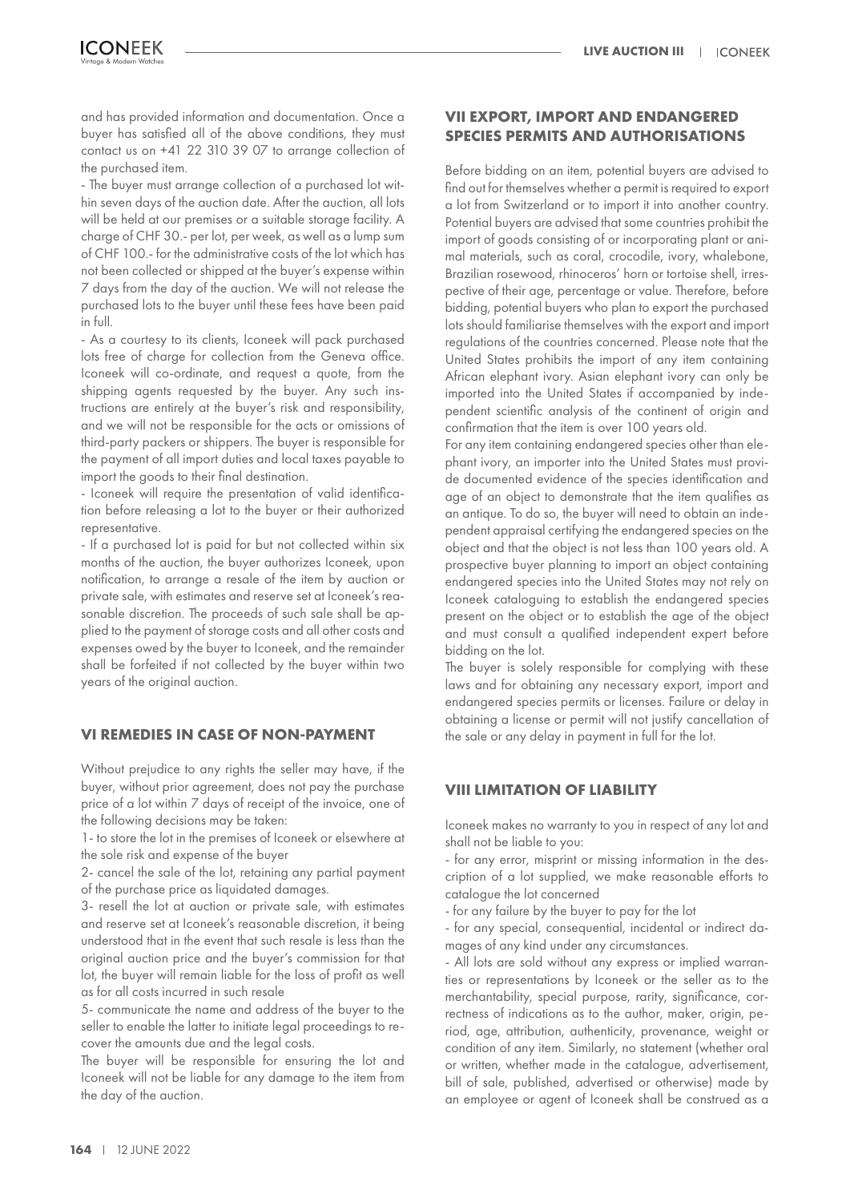and has provided information and documentation. Once a buyer has satisfied all of the above conditions, they must contact us on +41 22 310 39 07 to arrange collection of the purchased item.

- The buyer must arrange collection of a purchased lot within seven days of the auction date. After the auction, all lots will be held at our premises or a suitable storage facility. A charge of CHF 30.- per lot, per week, as well as a lump sum of CHF 100.- for the administrative costs of the lot which has not been collected or shipped at the buyer's expense within 7 days from the day of the auction. We will not release the purchased lots to the buyer until these fees have been paid in full.
- As a courtesy to its clients, Iconeek will pack purchased lots free of charge for collection from the Geneva office. Iconeek will co-ordinate, and request a quote, from the shipping agents requested by the buyer. Any such instructions are entirely at the buyer's risk and responsibility, and we will not be responsible for the acts or omissions of third-party packers or shippers. The buyer is responsible for the payment of all import duties and local taxes payable to import the goods to their final destination.
- Iconeek will require the presentation of valid identification before releasing a lot to the buyer or their authorized representative.
- If a purchased lot is paid for but not collected within six months of the auction, the buyer authorizes Iconeek, upon notification, to arrange a resale of the item by auction or private sale, with estimates and reserve set at Iconeek's reasonable discretion. The proceeds of such sale shall be applied to the payment of storage costs and all other costs and expenses owed by the buyer to Iconeek, and the remainder shall be forfeited if not collected by the buyer within two years of the original auction.

## VI REMEDIES IN CASE OF NON-PAYMENT

Without prejudice to any rights the seller may have, if the buyer, without prior agreement, does not pay the purchase price of a lot within 7 days of receipt of the invoice, one of the following decisions may be taken:

1- to store the lot in the premises of Iconeek or elsewhere at the sole risk and expense of the buyer

2- cancel the sale of the lot, retaining any partial payment of the purchase price as liquidated damages.

3- resell the lot at auction or private sale, with estimates and reserve set at Iconeek's reasonable discretion, it being understood that in the event that such resale is less than the original auction price and the buyer's commission for that lot, the buyer will remain liable for the loss of profit as well as for all costs incurred in such resale

5- communicate the name and address of the buyer to the seller to enable the latter to initiate legal proceedings to recover the amounts due and the legal costs.

The buyer will be responsible for ensuring the lot and Iconeek will not be liable for any damage to the item from the day of the auction.

## VII EXPORT, IMPORT AND ENDANGERED SPECIES PERMITS AND AUTHORISATIONS

Before bidding on an item, potential buyers are advised to find out for themselves whether a permit is required to export a lot from Switzerland or to import it into another country. Potential buyers are advised that some countries prohibit the import of goods consisting of or incorporating plant or animal materials, such as coral, crocodile, ivory, whalebone, Brazilian rosewood, rhinoceros' horn or tortoise shell, irrespective of their age, percentage or value. Therefore, before bidding, potential buyers who plan to export the purchased lots should familiarise themselves with the export and import regulations of the countries concerned. Please note that the United States prohibits the import of any item containing African elephant ivory. Asian elephant ivory can only be imported into the United States if accompanied by independent scientific analysis of the continent of origin and confirmation that the item is over 100 years old.

For any item containing endangered species other than elephant ivory, an importer into the United States must provide documented evidence of the species identification and age of an object to demonstrate that the item qualifies as an antique. To do so, the buyer will need to obtain an independent appraisal certifying the endangered species on the object and that the object is not less than 100 years old. A prospective buyer planning to import an object containing endangered species into the United States may not rely on Iconeek cataloguing to establish the endangered species present on the object or to establish the age of the object and must consult a qualified independent expert before bidding on the lot.

The buyer is solely responsible for complying with these laws and for obtaining any necessary export, import and endangered species permits or licenses. Failure or delay in obtaining a license or permit will not justify cancellation of the sale or any delay in payment in full for the lot.

## VIII LIMITATION OF LIABILITY

Iconeek makes no warranty to you in respect of any lot and shall not be liable to you:

- for any error, misprint or missing information in the description of a lot supplied, we make reasonable efforts to catalogue the lot concerned
- for any failure by the buyer to pay for the lot
- for any special, consequential, incidental or indirect damages of any kind under any circumstances.
- All lots are sold without any express or implied warranties or representations by Iconeek or the seller as to the merchantability, special purpose, rarity, significance, correctness of indications as to the author, maker, origin, period, age, attribution, authenticity, provenance, weight or condition of any item. Similarly, no statement (whether oral or written, whether made in the catalogue, advertisement, bill of sale, published, advertised or otherwise) made by an employee or agent of Iconeek shall be construed as a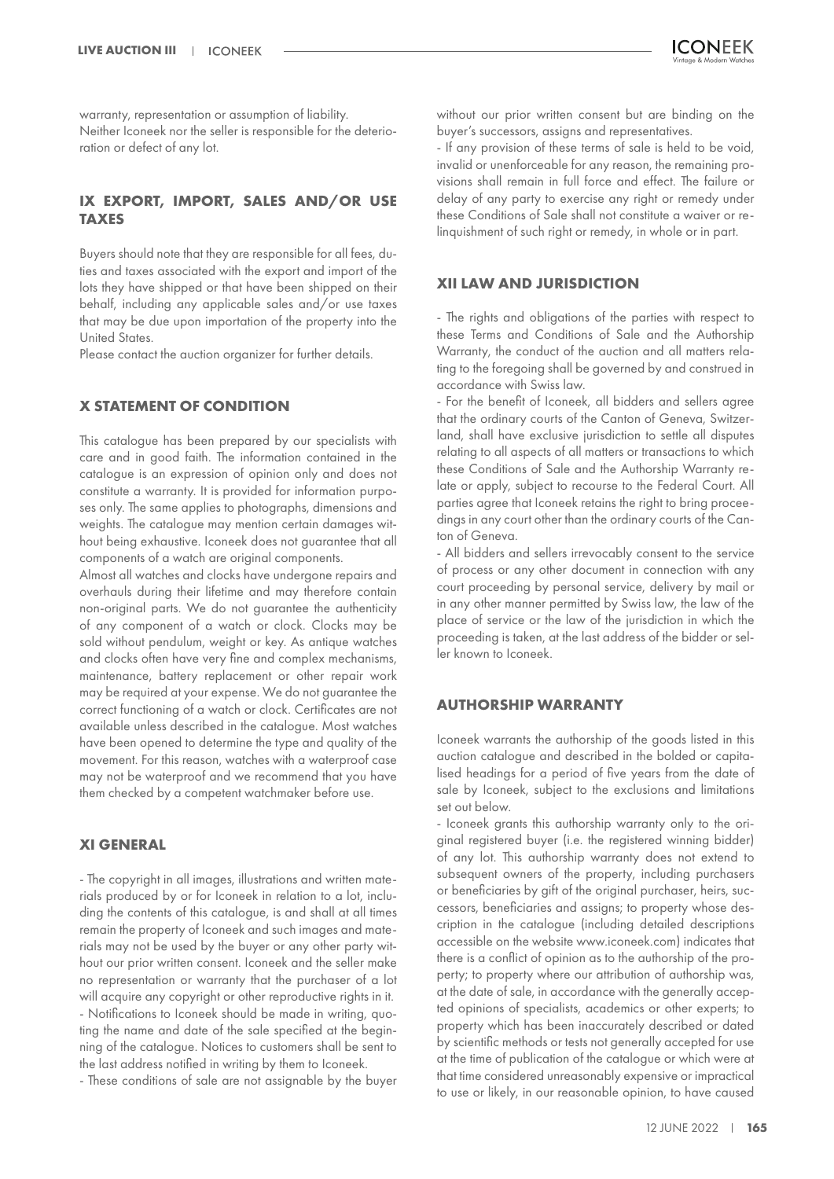warranty, representation or assumption of liability.
Neither Iconeek nor the seller is responsible for the deterioration or defect of any lot.

## IX EXPORT, IMPORT, SALES AND/OR USE TAXES

Buyers should note that they are responsible for all fees, duties and taxes associated with the export and import of the lots they have shipped or that have been shipped on their behalf, including any applicable sales and/or use taxes that may be due upon importation of the property into the United States.
Please contact the auction organizer for further details.

## X STATEMENT OF CONDITION

This catalogue has been prepared by our specialists with care and in good faith. The information contained in the catalogue is an expression of opinion only and does not constitute a warranty. It is provided for information purposes only. The same applies to photographs, dimensions and weights. The catalogue may mention certain damages without being exhaustive. Iconeek does not guarantee that all components of a watch are original components.
Almost all watches and clocks have undergone repairs and overhauls during their lifetime and may therefore contain non-original parts. We do not guarantee the authenticity of any component of a watch or clock. Clocks may be sold without pendulum, weight or key. As antique watches and clocks often have very fine and complex mechanisms, maintenance, battery replacement or other repair work may be required at your expense. We do not guarantee the correct functioning of a watch or clock. Certificates are not available unless described in the catalogue. Most watches have been opened to determine the type and quality of the movement. For this reason, watches with a waterproof case may not be waterproof and we recommend that you have them checked by a competent watchmaker before use.

## XI GENERAL

- The copyright in all images, illustrations and written materials produced by or for Iconeek in relation to a lot, including the contents of this catalogue, is and shall at all times remain the property of Iconeek and such images and materials may not be used by the buyer or any other party without our prior written consent. Iconeek and the seller make no representation or warranty that the purchaser of a lot will acquire any copyright or other reproductive rights in it.
- Notifications to Iconeek should be made in writing, quoting the name and date of the sale specified at the beginning of the catalogue. Notices to customers shall be sent to the last address notified in writing by them to Iconeek.
- These conditions of sale are not assignable by the buyer without our prior written consent but are binding on the buyer's successors, assigns and representatives.
- If any provision of these terms of sale is held to be void, invalid or unenforceable for any reason, the remaining provisions shall remain in full force and effect. The failure or delay of any party to exercise any right or remedy under these Conditions of Sale shall not constitute a waiver or relinquishment of such right or remedy, in whole or in part.

## XII LAW AND JURISDICTION

- The rights and obligations of the parties with respect to these Terms and Conditions of Sale and the Authorship Warranty, the conduct of the auction and all matters relating to the foregoing shall be governed by and construed in accordance with Swiss law.
- For the benefit of Iconeek, all bidders and sellers agree that the ordinary courts of the Canton of Geneva, Switzerland, shall have exclusive jurisdiction to settle all disputes relating to all aspects of all matters or transactions to which these Conditions of Sale and the Authorship Warranty relate or apply, subject to recourse to the Federal Court. All parties agree that Iconeek retains the right to bring proceedings in any court other than the ordinary courts of the Canton of Geneva.
- All bidders and sellers irrevocably consent to the service of process or any other document in connection with any court proceeding by personal service, delivery by mail or in any other manner permitted by Swiss law, the law of the place of service or the law of the jurisdiction in which the proceeding is taken, at the last address of the bidder or seller known to Iconeek.

## AUTHORSHIP WARRANTY

Iconeek warrants the authorship of the goods listed in this auction catalogue and described in the bolded or capitalised headings for a period of five years from the date of sale by Iconeek, subject to the exclusions and limitations set out below.
- Iconeek grants this authorship warranty only to the original registered buyer (i.e. the registered winning bidder) of any lot. This authorship warranty does not extend to subsequent owners of the property, including purchasers or beneficiaries by gift of the original purchaser, heirs, successors, beneficiaries and assigns; to property whose description in the catalogue (including detailed descriptions accessible on the website www.iconeek.com) indicates that there is a conflict of opinion as to the authorship of the property; to property where our attribution of authorship was, at the date of sale, in accordance with the generally accepted opinions of specialists, academics or other experts; to property which has been inaccurately described or dated by scientific methods or tests not generally accepted for use at the time of publication of the catalogue or which were at that time considered unreasonably expensive or impractical to use or likely, in our reasonable opinion, to have caused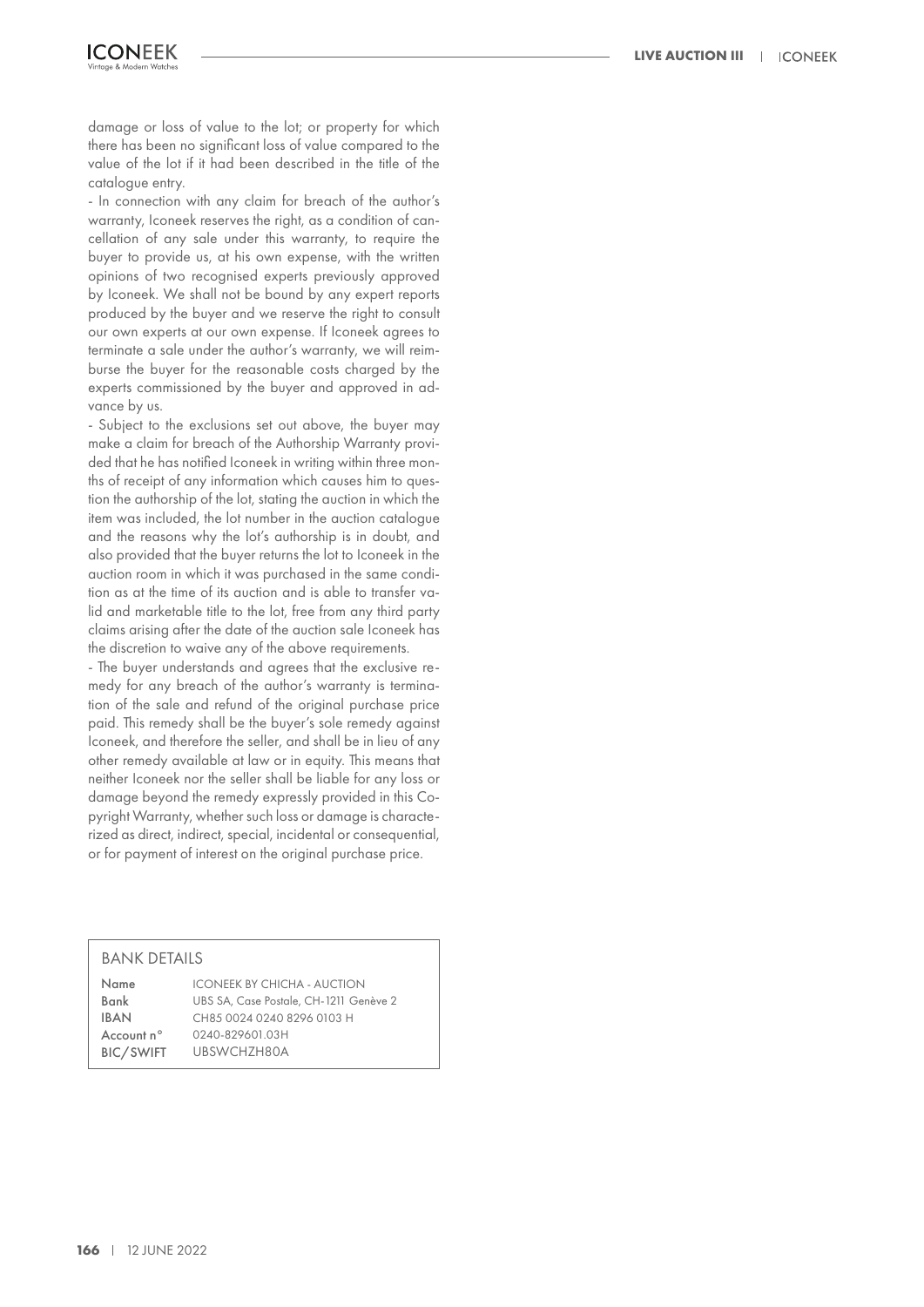damage or loss of value to the lot; or property for which there has been no significant loss of value compared to the value of the lot if it had been described in the title of the catalogue entry.

- In connection with any claim for breach of the author's warranty, Iconeek reserves the right, as a condition of cancellation of any sale under this warranty, to require the buyer to provide us, at his own expense, with the written opinions of two recognised experts previously approved by Iconeek. We shall not be bound by any expert reports produced by the buyer and we reserve the right to consult our own experts at our own expense. If Iconeek agrees to terminate a sale under the author's warranty, we will reimburse the buyer for the reasonable costs charged by the experts commissioned by the buyer and approved in advance by us.
- Subject to the exclusions set out above, the buyer may make a claim for breach of the Authorship Warranty provided that he has notified Iconeek in writing within three months of receipt of any information which causes him to question the authorship of the lot, stating the auction in which the item was included, the lot number in the auction catalogue and the reasons why the lot's authorship is in doubt, and also provided that the buyer returns the lot to Iconeek in the auction room in which it was purchased in the same condition as at the time of its auction and is able to transfer valid and marketable title to the lot, free from any third party claims arising after the date of the auction sale Iconeek has the discretion to waive any of the above requirements.
- The buyer understands and agrees that the exclusive remedy for any breach of the author's warranty is termination of the sale and refund of the original purchase price paid. This remedy shall be the buyer's sole remedy against Iconeek, and therefore the seller, and shall be in lieu of any other remedy available at law or in equity. This means that neither Iconeek nor the seller shall be liable for any loss or damage beyond the remedy expressly provided in this Copyright Warranty, whether such loss or damage is characterized as direct, indirect, special, incidental or consequential, or for payment of interest on the original purchase price.

## BANK DETAILS

| | |
|---|---|
| Name | ICONEEK BY CHICHA - AUCTION |
| Bank | UBS SA, Case Postale, CH-1211 Genève 2 |
| IBAN | CH85 0024 0240 8296 0103 H |
| Account n° | 0240-829601.03H |
| BIC/SWIFT | UBSWCHZH80A |